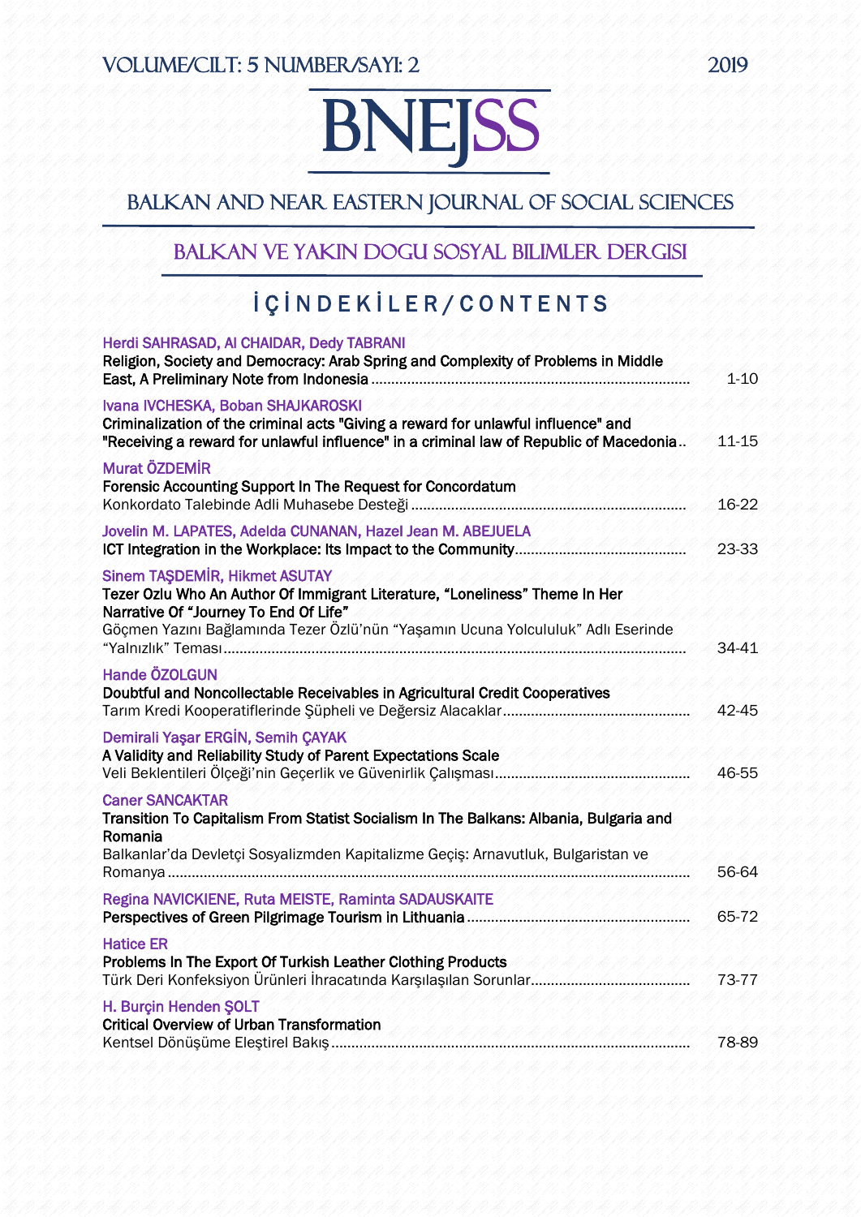VOLUME/CILT: 5 NUMBER/SAYI: 2 2019

# BNEJSS

## BALKAN AND NEAR EASTERN JOURNAL OF SOCIAL SCIENCES

## BALKAN VE YAKIN DOGU SOSYAL BILIMLER DERGISI

## İÇİNDEKİLER / CONTENTS

Herdi SAHRASAD, Al CHAIDAR, Dedy TABRANI
**Religion, Society and Democracy: Arab Spring and Complexity of Problems in Middle East, A Preliminary Note from Indonesia** ........ 1-10

Ivana IVCHESKA, Boban SHAJKAROSKI
**Criminalization of the criminal acts "Giving a reward for unlawful influence" and "Receiving a reward for unlawful influence" in a criminal law of Republic of Macedonia** .. 11-15

Murat ÖZDEMİR
**Forensic Accounting Support In The Request for Concordatum**
Konkordato Talebinde Adli Muhasebe Desteği ........ 16-22

Jovelin M. LAPATES, Adelda CUNANAN, Hazel Jean M. ABEJUELA
**ICT Integration in the Workplace: Its Impact to the Community** ........ 23-33

Sinem TAŞDEMİR, Hikmet ASUTAY
**Tezer Ozlu Who An Author Of Immigrant Literature, "Loneliness" Theme In Her Narrative Of "Journey To End Of Life"**
Göçmen Yazını Bağlamında Tezer Özlü'nün "Yaşamın Ucuna Yolculuk" Adlı Eserinde "Yalnızlık" Teması ........ 34-41

Hande ÖZOLGUN
**Doubtful and Noncollectable Receivables in Agricultural Credit Cooperatives**
Tarım Kredi Kooperatiflerinde Şüpheli ve Değersiz Alacaklar ........ 42-45

Demirali Yaşar ERGİN, Semih ÇAYAK
**A Validity and Reliability Study of Parent Expectations Scale**
Veli Beklentileri Ölçeği'nin Geçerlik ve Güvenirlik Çalışması ........ 46-55

Caner SANCAKTAR
**Transition To Capitalism From Statist Socialism In The Balkans: Albania, Bulgaria and Romania**
Balkanlar'da Devletçi Sosyalizmden Kapitalizme Geçiş: Arnavutluk, Bulgaristan ve Romanya ........ 56-64

Regina NAVICKIENE, Ruta MEISTE, Raminta SADAUSKAITE
**Perspectives of Green Pilgrimage Tourism in Lithuania** ........ 65-72

Hatice ER
**Problems In The Export Of Turkish Leather Clothing Products**
Türk Deri Konfeksiyon Ürünleri İhracatında Karşılaşılan Sorunlar ........ 73-77

H. Burçin Henden ŞOLT
**Critical Overview of Urban Transformation**
Kentsel Dönüşüme Eleştirel Bakış ........ 78-89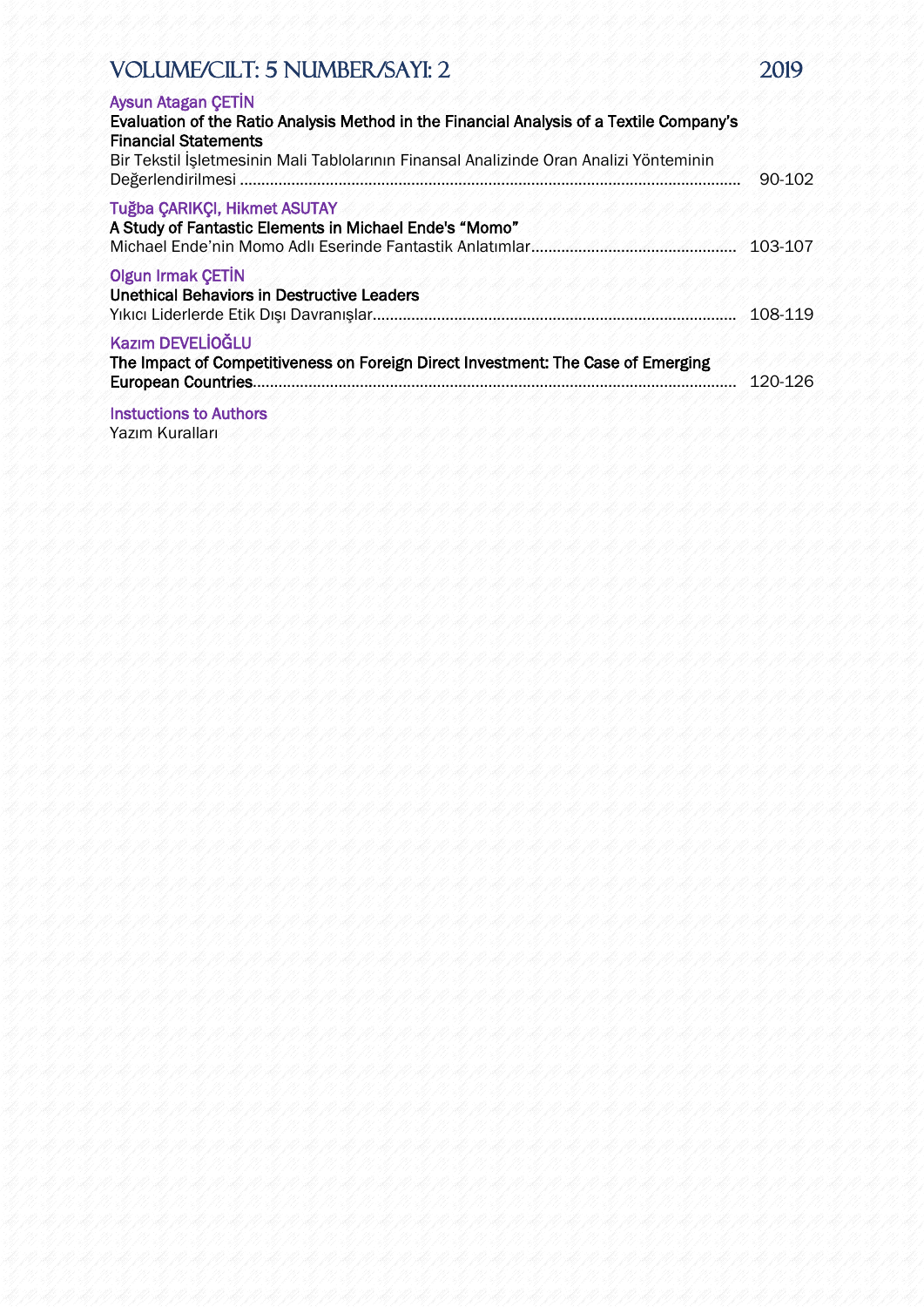# VOLUME/CILT: 5 NUMBER/SAYI: 2 2019

Aysun Atagan ÇETİN
**Evaluation of the Ratio Analysis Method in the Financial Analysis of a Textile Company's Financial Statements**
Bir Tekstil İşletmesinin Mali Tablolarının Finansal Analizinde Oran Analizi Yönteminin Değerlendirilmesi .................................................................................................................. 90-102

Tuğba ÇARIKÇI, Hikmet ASUTAY
**A Study of Fantastic Elements in Michael Ende's "Momo"**
Michael Ende'nin Momo Adlı Eserinde Fantastik Anlatımlar................................................ 103-107

Olgun Irmak ÇETİN
**Unethical Behaviors in Destructive Leaders**
Yıkıcı Liderlerde Etik Dışı Davranışlar.................................................................................... 108-119

Kazım DEVELİOĞLU
**The Impact of Competitiveness on Foreign Direct Investment: The Case of Emerging European Countries**................................................................................................................ 120-126

Instuctions to Authors
Yazım Kuralları